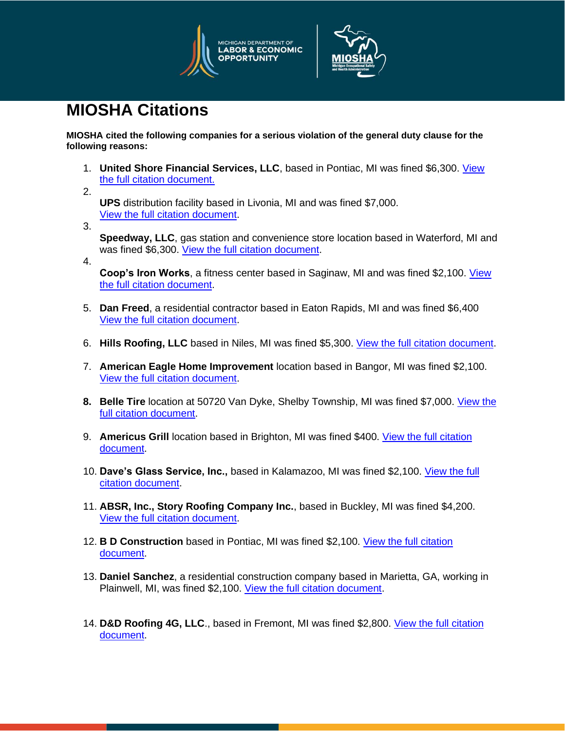# MIOSHA Citations

**MIOSHA cited the following companies for a serious violation of the general duty clause for the following reasons:**

1. **United Shore Financial Services, LLC**, based in Pontiac, MI was fined $6,300. View the full citation document.
2. **UPS** distribution facility based in Livonia, MI and was fined $7,000. View the full citation document.
3. **Speedway, LLC**, gas station and convenience store location based in Waterford, MI and was fined $6,300. View the full citation document.
4. **Coop's Iron Works**, a fitness center based in Saginaw, MI and was fined $2,100. View the full citation document.
5. **Dan Freed**, a residential contractor based in Eaton Rapids, MI and was fined $6,400 View the full citation document.
6. **Hills Roofing, LLC** based in Niles, MI was fined $5,300. View the full citation document.
7. **American Eagle Home Improvement** location based in Bangor, MI was fined $2,100. View the full citation document.
8. **Belle Tire** location at 50720 Van Dyke, Shelby Township, MI was fined $7,000. View the full citation document.
9. **Americus Grill** location based in Brighton, MI was fined $400. View the full citation document.
10. **Dave's Glass Service, Inc.,** based in Kalamazoo, MI was fined $2,100. View the full citation document.
11. **ABSR, Inc., Story Roofing Company Inc.**, based in Buckley, MI was fined $4,200. View the full citation document.
12. **B D Construction** based in Pontiac, MI was fined $2,100. View the full citation document.
13. **Daniel Sanchez**, a residential construction company based in Marietta, GA, working in Plainwell, MI, was fined $2,100. View the full citation document.
14. **D&D Roofing 4G, LLC**., based in Fremont, MI was fined $2,800. View the full citation document.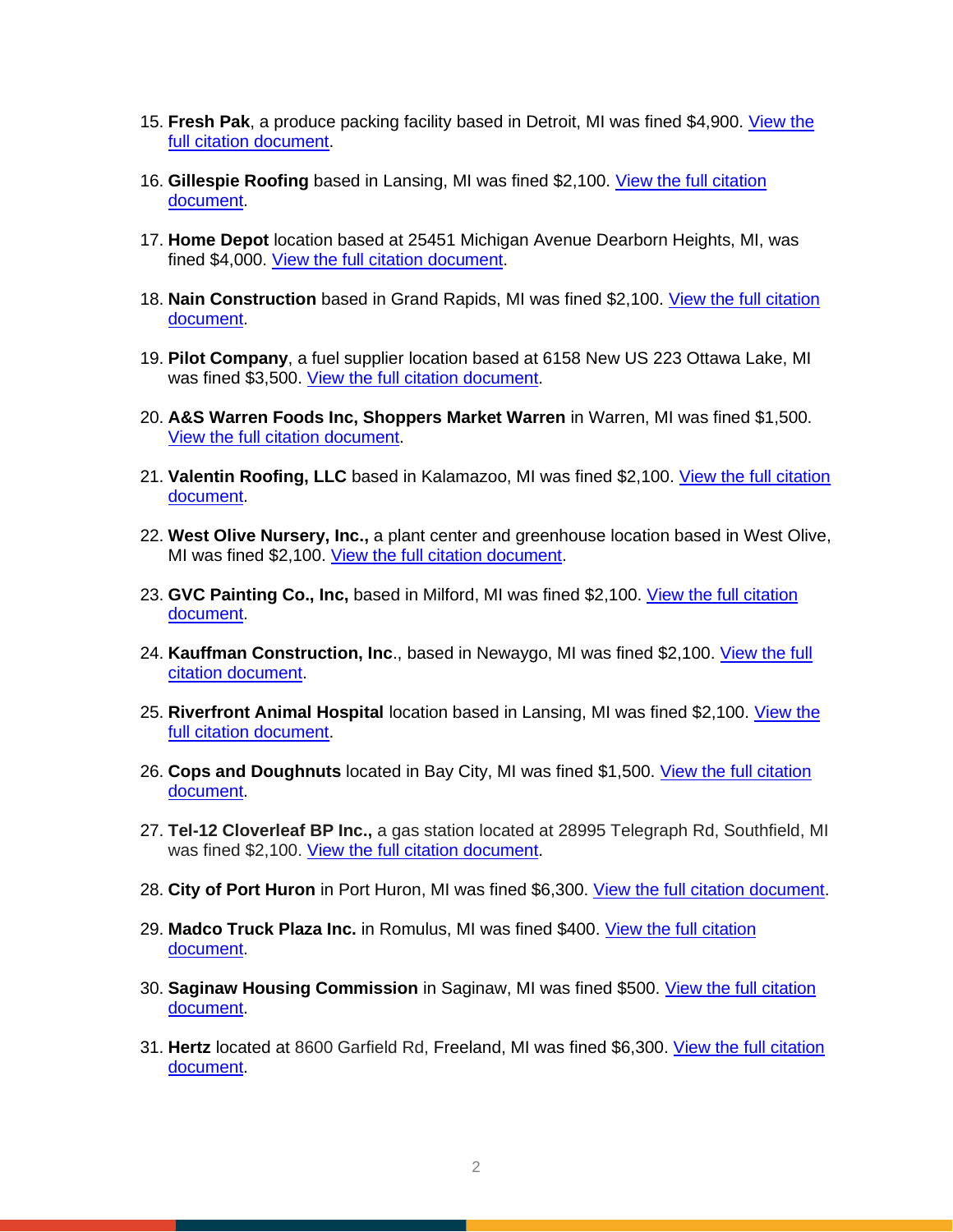15. **Fresh Pak**, a produce packing facility based in Detroit, MI was fined $4,900. View the full citation document.

16. **Gillespie Roofing** based in Lansing, MI was fined $2,100. View the full citation document.

17. **Home Depot** location based at 25451 Michigan Avenue Dearborn Heights, MI, was fined $4,000. View the full citation document.

18. **Nain Construction** based in Grand Rapids, MI was fined $2,100. View the full citation document.

19. **Pilot Company**, a fuel supplier location based at 6158 New US 223 Ottawa Lake, MI was fined $3,500. View the full citation document.

20. **A&S Warren Foods Inc, Shoppers Market Warren** in Warren, MI was fined $1,500. View the full citation document.

21. **Valentin Roofing, LLC** based in Kalamazoo, MI was fined $2,100. View the full citation document.

22. **West Olive Nursery, Inc.,** a plant center and greenhouse location based in West Olive, MI was fined $2,100. View the full citation document.

23. **GVC Painting Co., Inc,** based in Milford, MI was fined $2,100. View the full citation document.

24. **Kauffman Construction, Inc**., based in Newaygo, MI was fined $2,100. View the full citation document.

25. **Riverfront Animal Hospital** location based in Lansing, MI was fined $2,100. View the full citation document.

26. **Cops and Doughnuts** located in Bay City, MI was fined $1,500. View the full citation document.

27. **Tel-12 Cloverleaf BP Inc.,** a gas station located at 28995 Telegraph Rd, Southfield, MI was fined $2,100. View the full citation document.

28. **City of Port Huron** in Port Huron, MI was fined $6,300. View the full citation document.

29. **Madco Truck Plaza Inc.** in Romulus, MI was fined $400. View the full citation document.

30. **Saginaw Housing Commission** in Saginaw, MI was fined $500. View the full citation document.

31. **Hertz** located at 8600 Garfield Rd, Freeland, MI was fined $6,300. View the full citation document.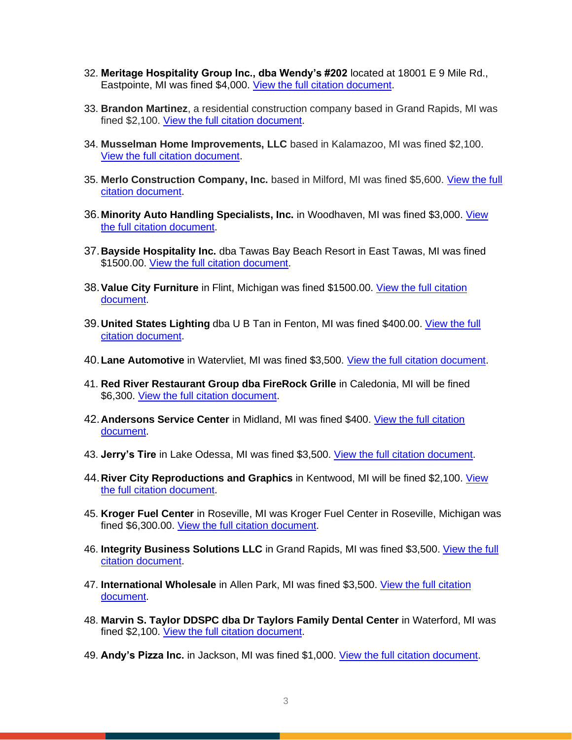32. **Meritage Hospitality Group Inc., dba Wendy's #202** located at 18001 E 9 Mile Rd., Eastpointe, MI was fined $4,000. View the full citation document.

33. **Brandon Martinez**, a residential construction company based in Grand Rapids, MI was fined $2,100. View the full citation document.

34. **Musselman Home Improvements, LLC** based in Kalamazoo, MI was fined $2,100. View the full citation document.

35. **Merlo Construction Company, Inc.** based in Milford, MI was fined $5,600. View the full citation document.

36. **Minority Auto Handling Specialists, Inc.** in Woodhaven, MI was fined $3,000. View the full citation document.

37. **Bayside Hospitality Inc.** dba Tawas Bay Beach Resort in East Tawas, MI was fined $1500.00. View the full citation document.

38. **Value City Furniture** in Flint, Michigan was fined $1500.00. View the full citation document.

39. **United States Lighting** dba U B Tan in Fenton, MI was fined $400.00. View the full citation document.

40. **Lane Automotive** in Watervliet, MI was fined $3,500. View the full citation document.

41. **Red River Restaurant Group dba FireRock Grille** in Caledonia, MI will be fined $6,300. View the full citation document.

42. **Andersons Service Center** in Midland, MI was fined $400. View the full citation document.

43. **Jerry's Tire** in Lake Odessa, MI was fined $3,500. View the full citation document.

44. **River City Reproductions and Graphics** in Kentwood, MI will be fined $2,100. View the full citation document.

45. **Kroger Fuel Center** in Roseville, MI was Kroger Fuel Center in Roseville, Michigan was fined $6,300.00. View the full citation document.

46. **Integrity Business Solutions LLC** in Grand Rapids, MI was fined $3,500. View the full citation document.

47. **International Wholesale** in Allen Park, MI was fined $3,500. View the full citation document.

48. **Marvin S. Taylor DDSPC dba Dr Taylors Family Dental Center** in Waterford, MI was fined $2,100. View the full citation document.

49. **Andy's Pizza Inc.** in Jackson, MI was fined $1,000. View the full citation document.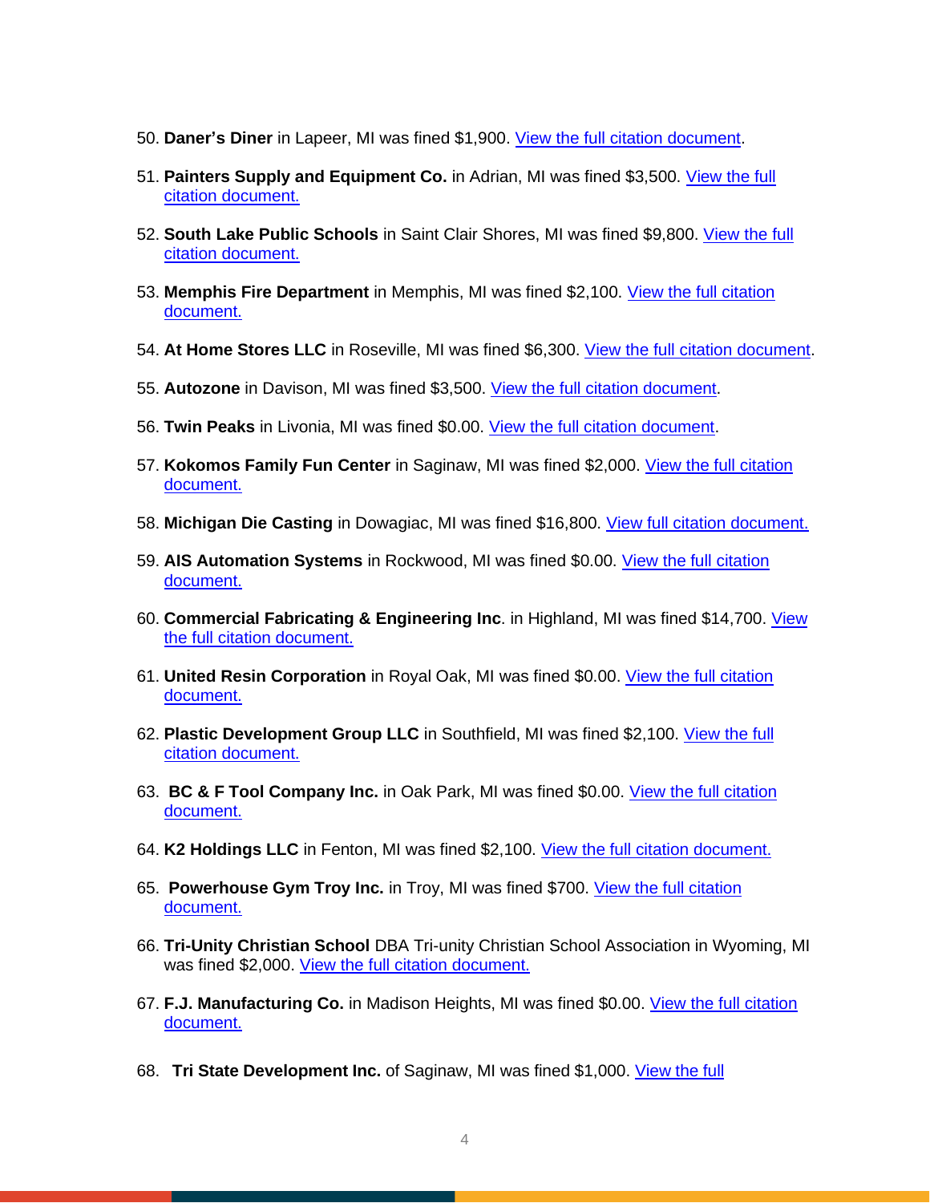50. **Daner's Diner** in Lapeer, MI was fined $1,900. View the full citation document.

51. **Painters Supply and Equipment Co.** in Adrian, MI was fined $3,500. View the full citation document.

52. **South Lake Public Schools** in Saint Clair Shores, MI was fined $9,800. View the full citation document.

53. **Memphis Fire Department** in Memphis, MI was fined $2,100. View the full citation document.

54. **At Home Stores LLC** in Roseville, MI was fined $6,300. View the full citation document.

55. **Autozone** in Davison, MI was fined $3,500. View the full citation document.

56. **Twin Peaks** in Livonia, MI was fined $0.00. View the full citation document.

57. **Kokomos Family Fun Center** in Saginaw, MI was fined $2,000. View the full citation document.

58. **Michigan Die Casting** in Dowagiac, MI was fined $16,800. View full citation document.

59. **AIS Automation Systems** in Rockwood, MI was fined $0.00. View the full citation document.

60. **Commercial Fabricating & Engineering Inc**. in Highland, MI was fined $14,700. View the full citation document.

61. **United Resin Corporation** in Royal Oak, MI was fined $0.00. View the full citation document.

62. **Plastic Development Group LLC** in Southfield, MI was fined $2,100. View the full citation document.

63. **BC & F Tool Company Inc.** in Oak Park, MI was fined $0.00. View the full citation document.

64. **K2 Holdings LLC** in Fenton, MI was fined $2,100. View the full citation document.

65. **Powerhouse Gym Troy Inc.** in Troy, MI was fined $700. View the full citation document.

66. **Tri-Unity Christian School** DBA Tri-unity Christian School Association in Wyoming, MI was fined $2,000. View the full citation document.

67. **F.J. Manufacturing Co.** in Madison Heights, MI was fined $0.00. View the full citation document.

68. **Tri State Development Inc.** of Saginaw, MI was fined $1,000. View the full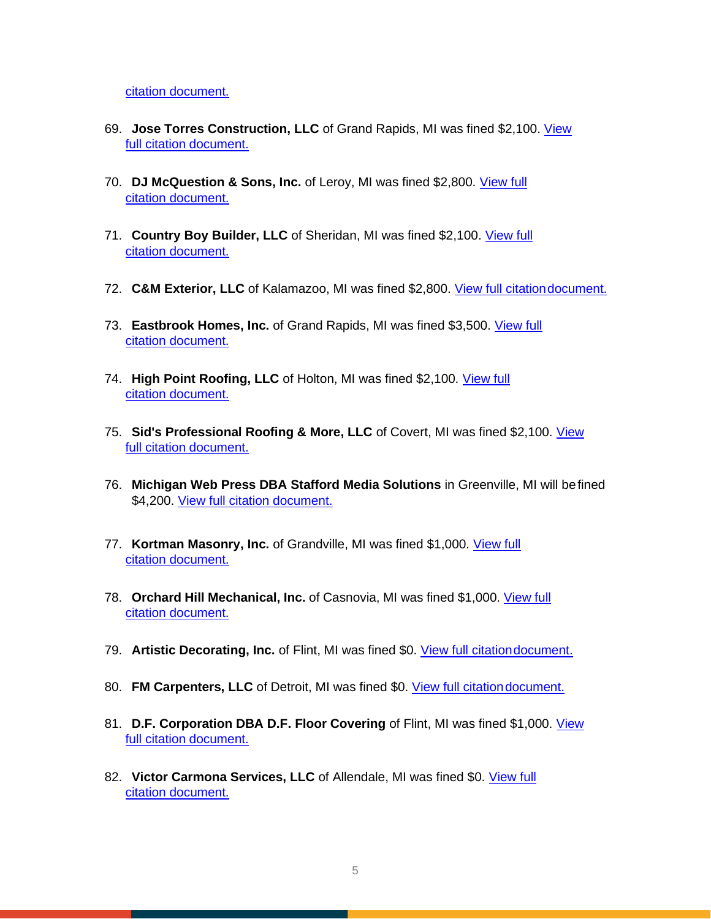citation document.

69. **Jose Torres Construction, LLC** of Grand Rapids, MI was fined $2,100. View full citation document.

70. **DJ McQuestion & Sons, Inc.** of Leroy, MI was fined $2,800. View full citation document.

71. **Country Boy Builder, LLC** of Sheridan, MI was fined $2,100. View full citation document.

72. **C&M Exterior, LLC** of Kalamazoo, MI was fined $2,800. View full citation document.

73. **Eastbrook Homes, Inc.** of Grand Rapids, MI was fined $3,500. View full citation document.

74. **High Point Roofing, LLC** of Holton, MI was fined $2,100. View full citation document.

75. **Sid's Professional Roofing & More, LLC** of Covert, MI was fined $2,100. View full citation document.

76. **Michigan Web Press DBA Stafford Media Solutions** in Greenville, MI will be fined $4,200. View full citation document.

77. **Kortman Masonry, Inc.** of Grandville, MI was fined $1,000. View full citation document.

78. **Orchard Hill Mechanical, Inc.** of Casnovia, MI was fined $1,000. View full citation document.

79. **Artistic Decorating, Inc.** of Flint, MI was fined $0. View full citation document.

80. **FM Carpenters, LLC** of Detroit, MI was fined $0. View full citation document.

81. **D.F. Corporation DBA D.F. Floor Covering** of Flint, MI was fined $1,000. View full citation document.

82. **Victor Carmona Services, LLC** of Allendale, MI was fined $0. View full citation document.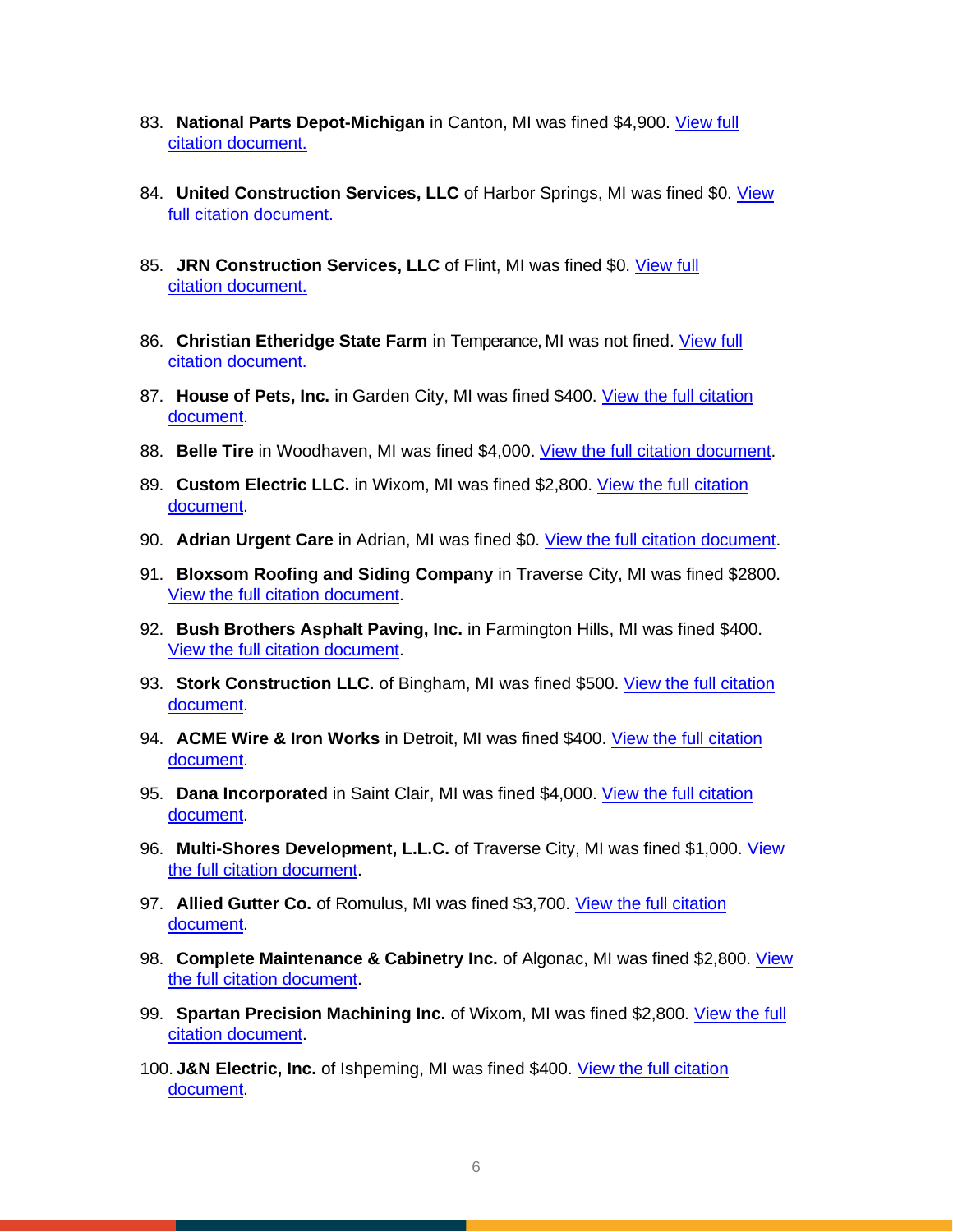83. **National Parts Depot-Michigan** in Canton, MI was fined $4,900. View full citation document.

84. **United Construction Services, LLC** of Harbor Springs, MI was fined $0. View full citation document.

85. **JRN Construction Services, LLC** of Flint, MI was fined $0. View full citation document.

86. **Christian Etheridge State Farm** in Temperance, MI was not fined. View full citation document.

87. **House of Pets, Inc.** in Garden City, MI was fined $400. View the full citation document.

88. **Belle Tire** in Woodhaven, MI was fined $4,000. View the full citation document.

89. **Custom Electric LLC.** in Wixom, MI was fined $2,800. View the full citation document.

90. **Adrian Urgent Care** in Adrian, MI was fined $0. View the full citation document.

91. **Bloxsom Roofing and Siding Company** in Traverse City, MI was fined $2800. View the full citation document.

92. **Bush Brothers Asphalt Paving, Inc.** in Farmington Hills, MI was fined $400. View the full citation document.

93. **Stork Construction LLC.** of Bingham, MI was fined $500. View the full citation document.

94. **ACME Wire & Iron Works** in Detroit, MI was fined $400. View the full citation document.

95. **Dana Incorporated** in Saint Clair, MI was fined $4,000. View the full citation document.

96. **Multi-Shores Development, L.L.C.** of Traverse City, MI was fined $1,000. View the full citation document.

97. **Allied Gutter Co.** of Romulus, MI was fined $3,700. View the full citation document.

98. **Complete Maintenance & Cabinetry Inc.** of Algonac, MI was fined $2,800. View the full citation document.

99. **Spartan Precision Machining Inc.** of Wixom, MI was fined $2,800. View the full citation document.

100. **J&N Electric, Inc.** of Ishpeming, MI was fined $400. View the full citation document.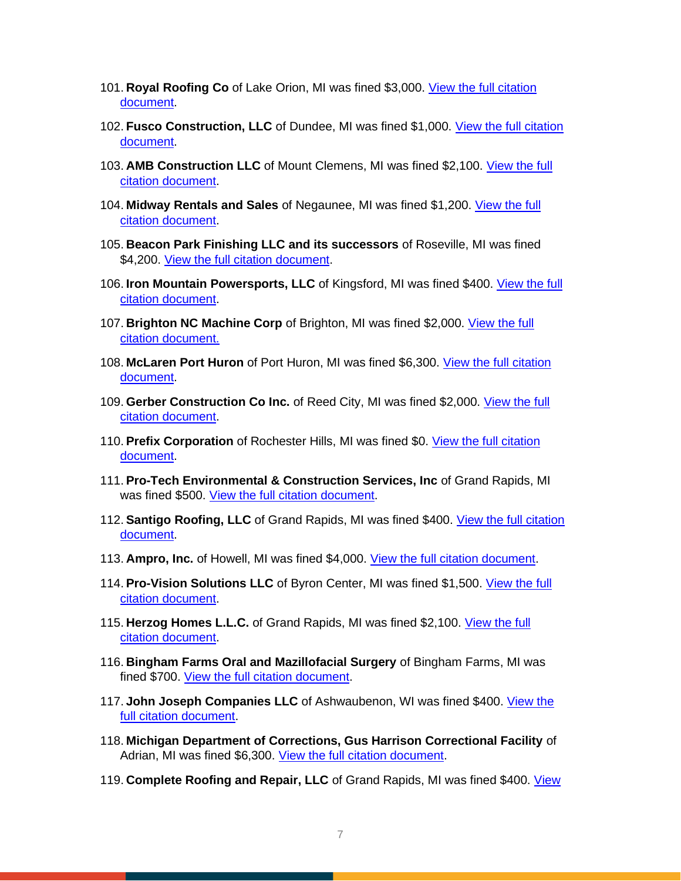101. **Royal Roofing Co** of Lake Orion, MI was fined $3,000. View the full citation document.

102. **Fusco Construction, LLC** of Dundee, MI was fined $1,000. View the full citation document.

103. **AMB Construction LLC** of Mount Clemens, MI was fined $2,100. View the full citation document.

104. **Midway Rentals and Sales** of Negaunee, MI was fined $1,200. View the full citation document.

105. **Beacon Park Finishing LLC and its successors** of Roseville, MI was fined $4,200. View the full citation document.

106. **Iron Mountain Powersports, LLC** of Kingsford, MI was fined $400. View the full citation document.

107. **Brighton NC Machine Corp** of Brighton, MI was fined $2,000. View the full citation document.

108. **McLaren Port Huron** of Port Huron, MI was fined $6,300. View the full citation document.

109. **Gerber Construction Co Inc.** of Reed City, MI was fined $2,000. View the full citation document.

110. **Prefix Corporation** of Rochester Hills, MI was fined $0. View the full citation document.

111. **Pro-Tech Environmental & Construction Services, Inc** of Grand Rapids, MI was fined $500. View the full citation document.

112. **Santigo Roofing, LLC** of Grand Rapids, MI was fined $400. View the full citation document.

113. **Ampro, Inc.** of Howell, MI was fined $4,000. View the full citation document.

114. **Pro-Vision Solutions LLC** of Byron Center, MI was fined $1,500. View the full citation document.

115. **Herzog Homes L.L.C.** of Grand Rapids, MI was fined $2,100. View the full citation document.

116. **Bingham Farms Oral and Mazillofacial Surgery** of Bingham Farms, MI was fined $700. View the full citation document.

117. **John Joseph Companies LLC** of Ashwaubenon, WI was fined $400. View the full citation document.

118. **Michigan Department of Corrections, Gus Harrison Correctional Facility** of Adrian, MI was fined $6,300. View the full citation document.

119. **Complete Roofing and Repair, LLC** of Grand Rapids, MI was fined $400. View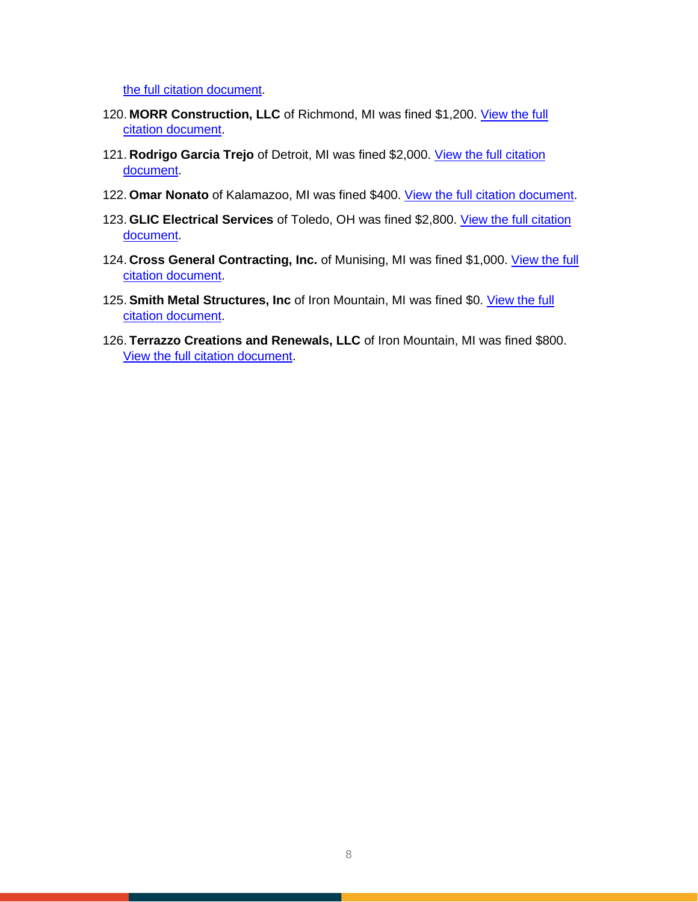the full citation document.

120. **MORR Construction, LLC** of Richmond, MI was fined $1,200. View the full citation document.
121. **Rodrigo Garcia Trejo** of Detroit, MI was fined $2,000. View the full citation document.
122. **Omar Nonato** of Kalamazoo, MI was fined $400. View the full citation document.
123. **GLIC Electrical Services** of Toledo, OH was fined $2,800. View the full citation document.
124. **Cross General Contracting, Inc.** of Munising, MI was fined $1,000. View the full citation document.
125. **Smith Metal Structures, Inc** of Iron Mountain, MI was fined $0. View the full citation document.
126. **Terrazzo Creations and Renewals, LLC** of Iron Mountain, MI was fined $800. View the full citation document.